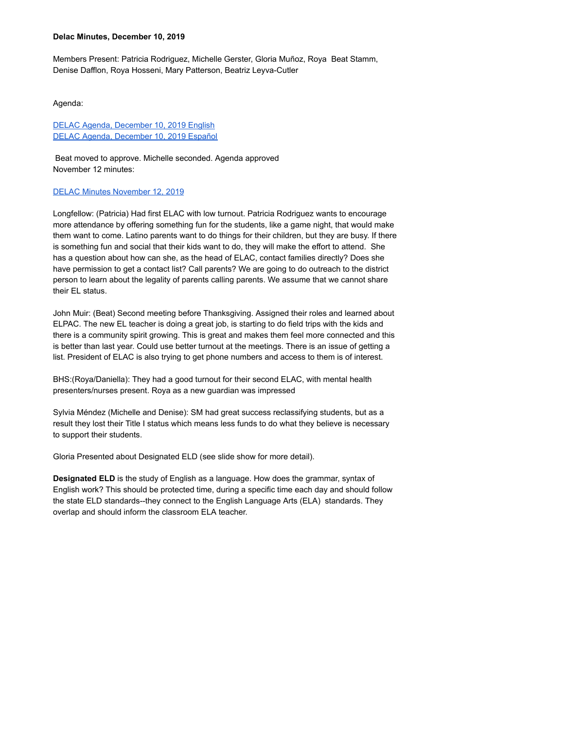**Delac Minutes, December 10, 2019**

Members Present: Patricia Rodriguez, Michelle Gerster, Gloria Muñoz, Roya  Beat Stamm, Denise Dafflon, Roya Hosseni, Mary Patterson, Beatriz Leyva-Cutler

Agenda:

DELAC Agenda, December 10, 2019 English
DELAC Agenda, December 10, 2019 Español

Beat moved to approve. Michelle seconded. Agenda approved
November 12 minutes:

DELAC Minutes November 12, 2019

Longfellow: (Patricia) Had first ELAC with low turnout. Patricia Rodriguez wants to encourage more attendance by offering something fun for the students, like a game night, that would make them want to come. Latino parents want to do things for their children, but they are busy. If there is something fun and social that their kids want to do, they will make the effort to attend.  She has a question about how can she, as the head of ELAC, contact families directly? Does she have permission to get a contact list? Call parents? We are going to do outreach to the district person to learn about the legality of parents calling parents. We assume that we cannot share their EL status.

John Muir: (Beat) Second meeting before Thanksgiving. Assigned their roles and learned about ELPAC. The new EL teacher is doing a great job, is starting to do field trips with the kids and there is a community spirit growing. This is great and makes them feel more connected and this is better than last year. Could use better turnout at the meetings. There is an issue of getting a list. President of ELAC is also trying to get phone numbers and access to them is of interest.

BHS:(Roya/Daniella): They had a good turnout for their second ELAC, with mental health presenters/nurses present. Roya as a new guardian was impressed

Sylvia Méndez (Michelle and Denise): SM had great success reclassifying students, but as a result they lost their Title I status which means less funds to do what they believe is necessary to support their students.

Gloria Presented about Designated ELD (see slide show for more detail).

**Designated ELD** is the study of English as a language. How does the grammar, syntax of English work? This should be protected time, during a specific time each day and should follow the state ELD standards--they connect to the English Language Arts (ELA)  standards. They overlap and should inform the classroom ELA teacher.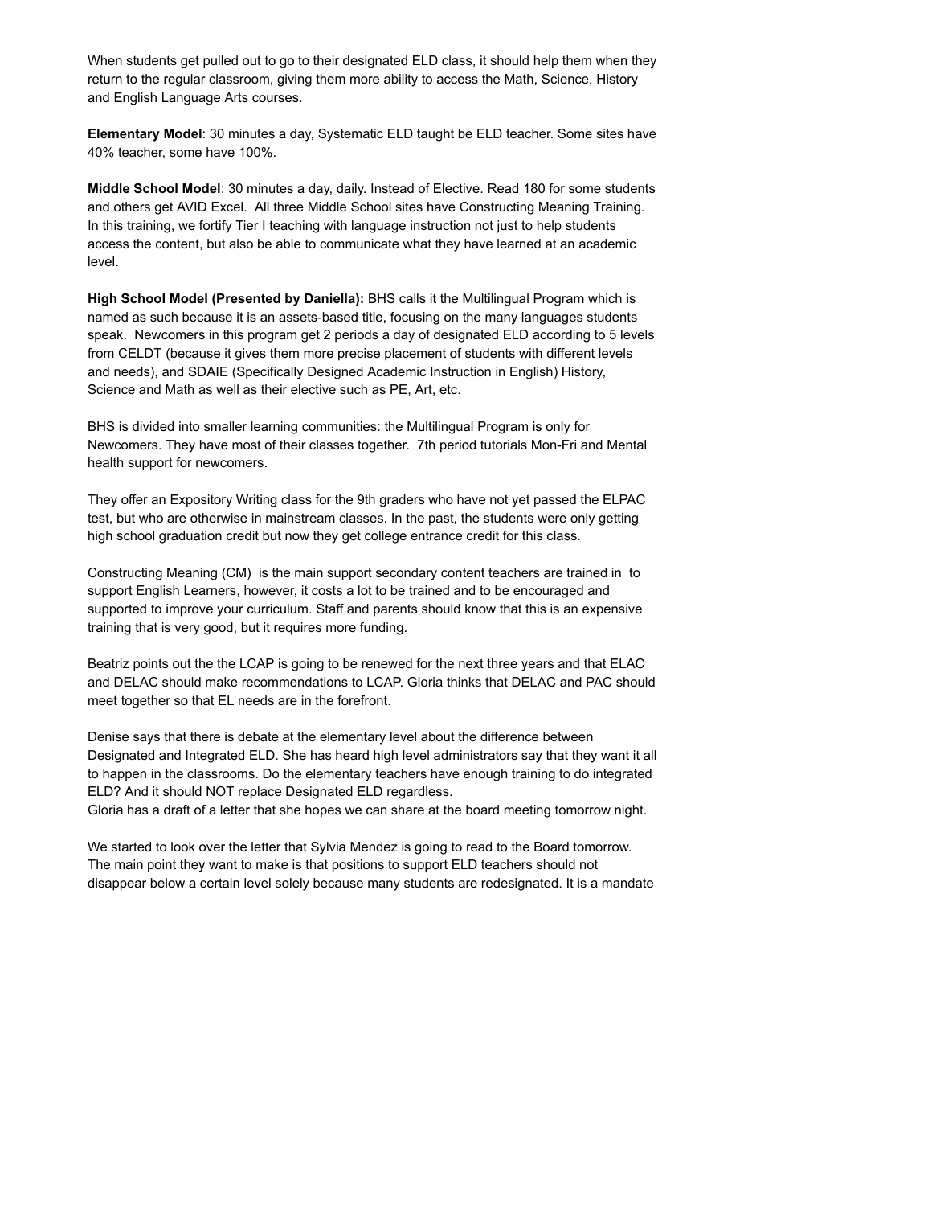When students get pulled out to go to their designated ELD class, it should help them when they return to the regular classroom, giving them more ability to access the Math, Science, History and English Language Arts courses.

**Elementary Model**: 30 minutes a day, Systematic ELD taught be ELD teacher. Some sites have 40% teacher, some have 100%.

**Middle School Model**: 30 minutes a day, daily. Instead of Elective. Read 180 for some students and others get AVID Excel. All three Middle School sites have Constructing Meaning Training. In this training, we fortify Tier I teaching with language instruction not just to help students access the content, but also be able to communicate what they have learned at an academic level.

**High School Model (Presented by Daniella):** BHS calls it the Multilingual Program which is named as such because it is an assets-based title, focusing on the many languages students speak. Newcomers in this program get 2 periods a day of designated ELD according to 5 levels from CELDT (because it gives them more precise placement of students with different levels and needs), and SDAIE (Specifically Designed Academic Instruction in English) History, Science and Math as well as their elective such as PE, Art, etc.

BHS is divided into smaller learning communities: the Multilingual Program is only for Newcomers. They have most of their classes together. 7th period tutorials Mon-Fri and Mental health support for newcomers.

They offer an Expository Writing class for the 9th graders who have not yet passed the ELPAC test, but who are otherwise in mainstream classes. In the past, the students were only getting high school graduation credit but now they get college entrance credit for this class.

Constructing Meaning (CM) is the main support secondary content teachers are trained in to support English Learners, however, it costs a lot to be trained and to be encouraged and supported to improve your curriculum. Staff and parents should know that this is an expensive training that is very good, but it requires more funding.

Beatriz points out the the LCAP is going to be renewed for the next three years and that ELAC and DELAC should make recommendations to LCAP. Gloria thinks that DELAC and PAC should meet together so that EL needs are in the forefront.

Denise says that there is debate at the elementary level about the difference between Designated and Integrated ELD. She has heard high level administrators say that they want it all to happen in the classrooms. Do the elementary teachers have enough training to do integrated ELD? And it should NOT replace Designated ELD regardless.
Gloria has a draft of a letter that she hopes we can share at the board meeting tomorrow night.

We started to look over the letter that Sylvia Mendez is going to read to the Board tomorrow. The main point they want to make is that positions to support ELD teachers should not disappear below a certain level solely because many students are redesignated. It is a mandate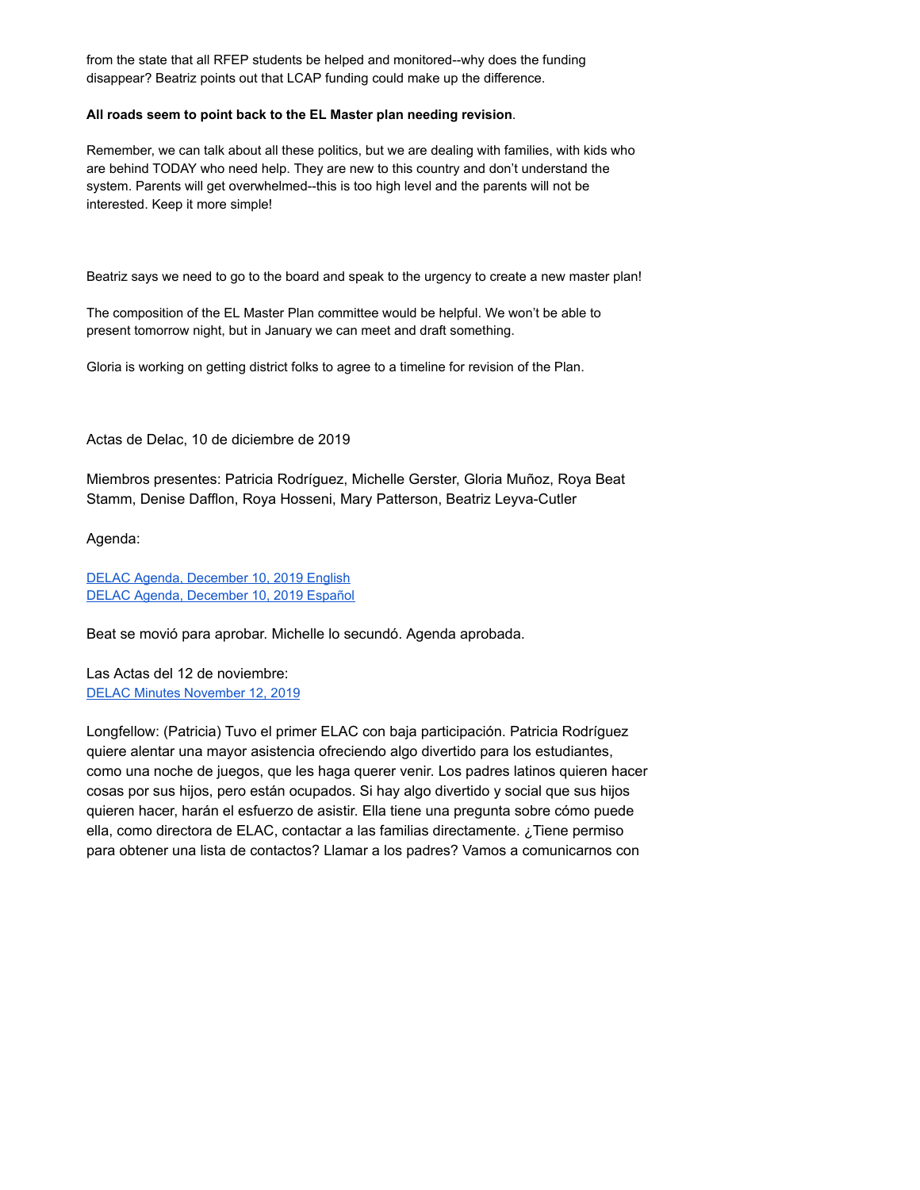from the state that all RFEP students be helped and monitored--why does the funding disappear? Beatriz points out that LCAP funding could make up the difference.

**All roads seem to point back to the EL Master plan needing revision**.

Remember, we can talk about all these politics, but we are dealing with families, with kids who are behind TODAY who need help. They are new to this country and don't understand the system. Parents will get overwhelmed--this is too high level and the parents will not be interested. Keep it more simple!

Beatriz says we need to go to the board and speak to the urgency to create a new master plan!

The composition of the EL Master Plan committee would be helpful. We won't be able to present tomorrow night, but in January we can meet and draft something.

Gloria is working on getting district folks to agree to a timeline for revision of the Plan.

Actas de Delac, 10 de diciembre de 2019

Miembros presentes: Patricia Rodríguez, Michelle Gerster, Gloria Muñoz, Roya Beat Stamm, Denise Dafflon, Roya Hosseni, Mary Patterson, Beatriz Leyva-Cutler

Agenda:

DELAC Agenda, December 10, 2019 English
DELAC Agenda, December 10, 2019 Español

Beat se movió para aprobar. Michelle lo secundó. Agenda aprobada.

Las Actas del 12 de noviembre:
DELAC Minutes November 12, 2019

Longfellow: (Patricia) Tuvo el primer ELAC con baja participación. Patricia Rodríguez quiere alentar una mayor asistencia ofreciendo algo divertido para los estudiantes, como una noche de juegos, que les haga querer venir. Los padres latinos quieren hacer cosas por sus hijos, pero están ocupados. Si hay algo divertido y social que sus hijos quieren hacer, harán el esfuerzo de asistir. Ella tiene una pregunta sobre cómo puede ella, como directora de ELAC, contactar a las familias directamente. ¿Tiene permiso para obtener una lista de contactos? Llamar a los padres? Vamos a comunicarnos con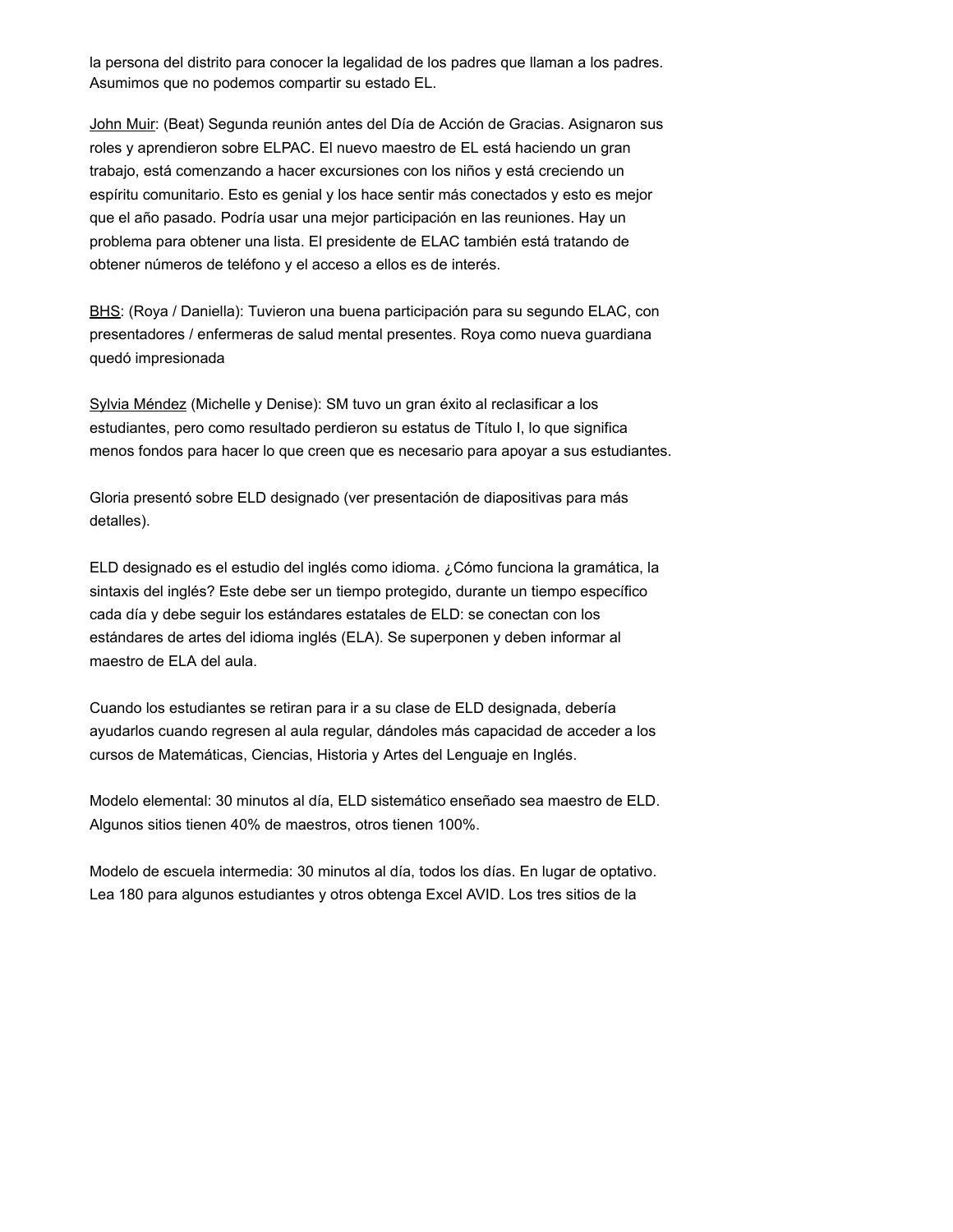la persona del distrito para conocer la legalidad de los padres que llaman a los padres. Asumimos que no podemos compartir su estado EL.

John Muir: (Beat) Segunda reunión antes del Día de Acción de Gracias. Asignaron sus roles y aprendieron sobre ELPAC. El nuevo maestro de EL está haciendo un gran trabajo, está comenzando a hacer excursiones con los niños y está creciendo un espíritu comunitario. Esto es genial y los hace sentir más conectados y esto es mejor que el año pasado. Podría usar una mejor participación en las reuniones. Hay un problema para obtener una lista. El presidente de ELAC también está tratando de obtener números de teléfono y el acceso a ellos es de interés.

BHS: (Roya / Daniella): Tuvieron una buena participación para su segundo ELAC, con presentadores / enfermeras de salud mental presentes. Roya como nueva guardiana quedó impresionada

Sylvia Méndez (Michelle y Denise): SM tuvo un gran éxito al reclasificar a los estudiantes, pero como resultado perdieron su estatus de Título I, lo que significa menos fondos para hacer lo que creen que es necesario para apoyar a sus estudiantes.

Gloria presentó sobre ELD designado (ver presentación de diapositivas para más detalles).

ELD designado es el estudio del inglés como idioma. ¿Cómo funciona la gramática, la sintaxis del inglés? Este debe ser un tiempo protegido, durante un tiempo específico cada día y debe seguir los estándares estatales de ELD: se conectan con los estándares de artes del idioma inglés (ELA). Se superponen y deben informar al maestro de ELA del aula.

Cuando los estudiantes se retiran para ir a su clase de ELD designada, debería ayudarlos cuando regresen al aula regular, dándoles más capacidad de acceder a los cursos de Matemáticas, Ciencias, Historia y Artes del Lenguaje en Inglés.

Modelo elemental: 30 minutos al día, ELD sistemático enseñado sea maestro de ELD. Algunos sitios tienen 40% de maestros, otros tienen 100%.

Modelo de escuela intermedia: 30 minutos al día, todos los días. En lugar de optativo. Lea 180 para algunos estudiantes y otros obtenga Excel AVID. Los tres sitios de la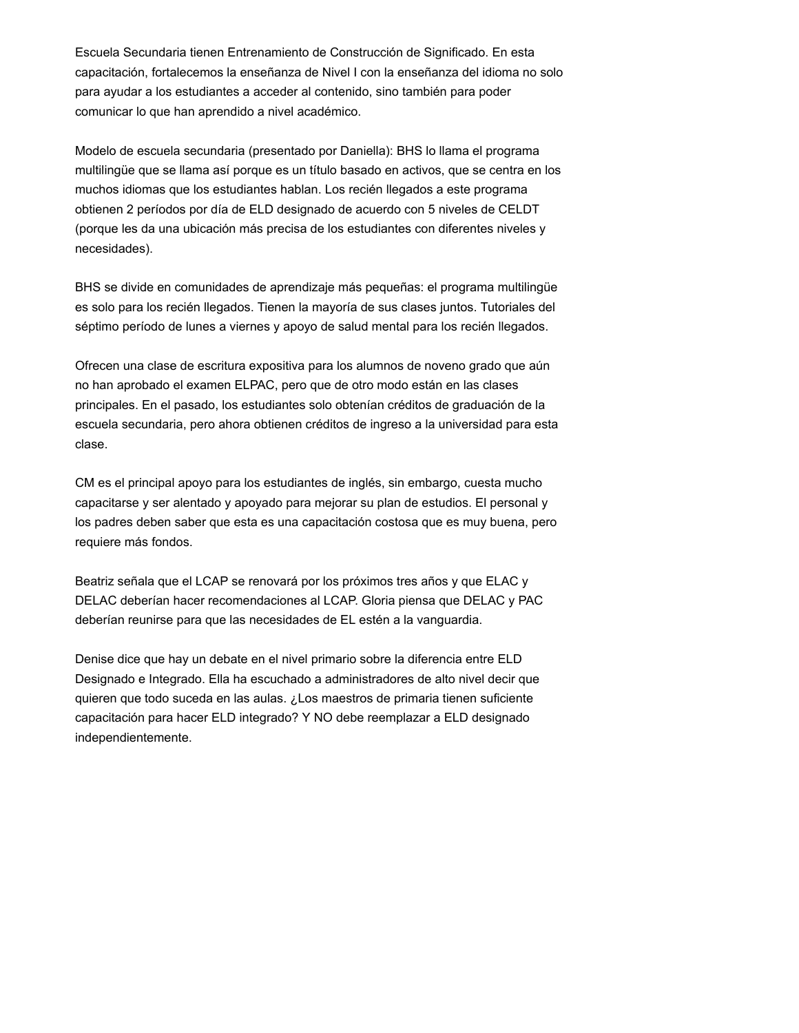Escuela Secundaria tienen Entrenamiento de Construcción de Significado. En esta capacitación, fortalecemos la enseñanza de Nivel I con la enseñanza del idioma no solo para ayudar a los estudiantes a acceder al contenido, sino también para poder comunicar lo que han aprendido a nivel académico.

Modelo de escuela secundaria (presentado por Daniella): BHS lo llama el programa multilingüe que se llama así porque es un título basado en activos, que se centra en los muchos idiomas que los estudiantes hablan. Los recién llegados a este programa obtienen 2 períodos por día de ELD designado de acuerdo con 5 niveles de CELDT (porque les da una ubicación más precisa de los estudiantes con diferentes niveles y necesidades).

BHS se divide en comunidades de aprendizaje más pequeñas: el programa multilingüe es solo para los recién llegados. Tienen la mayoría de sus clases juntos. Tutoriales del séptimo período de lunes a viernes y apoyo de salud mental para los recién llegados.

Ofrecen una clase de escritura expositiva para los alumnos de noveno grado que aún no han aprobado el examen ELPAC, pero que de otro modo están en las clases principales. En el pasado, los estudiantes solo obtenían créditos de graduación de la escuela secundaria, pero ahora obtienen créditos de ingreso a la universidad para esta clase.

CM es el principal apoyo para los estudiantes de inglés, sin embargo, cuesta mucho capacitarse y ser alentado y apoyado para mejorar su plan de estudios. El personal y los padres deben saber que esta es una capacitación costosa que es muy buena, pero requiere más fondos.

Beatriz señala que el LCAP se renovará por los próximos tres años y que ELAC y DELAC deberían hacer recomendaciones al LCAP. Gloria piensa que DELAC y PAC deberían reunirse para que las necesidades de EL estén a la vanguardia.

Denise dice que hay un debate en el nivel primario sobre la diferencia entre ELD Designado e Integrado. Ella ha escuchado a administradores de alto nivel decir que quieren que todo suceda en las aulas. ¿Los maestros de primaria tienen suficiente capacitación para hacer ELD integrado? Y NO debe reemplazar a ELD designado independientemente.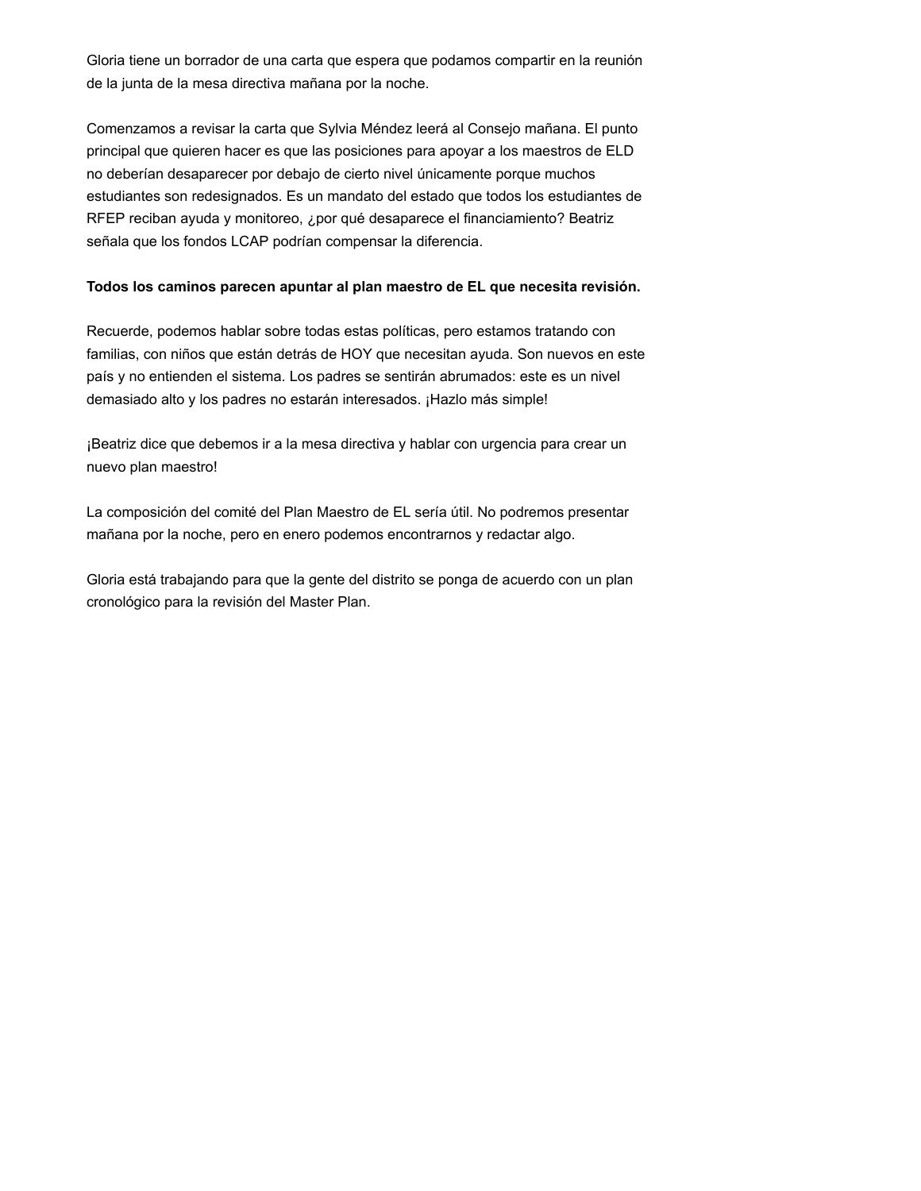Gloria tiene un borrador de una carta que espera que podamos compartir en la reunión de la junta de la mesa directiva mañana por la noche.

Comenzamos a revisar la carta que Sylvia Méndez leerá al Consejo mañana. El punto principal que quieren hacer es que las posiciones para apoyar a los maestros de ELD no deberían desaparecer por debajo de cierto nivel únicamente porque muchos estudiantes son redesignados. Es un mandato del estado que todos los estudiantes de RFEP reciban ayuda y monitoreo, ¿por qué desaparece el financiamiento? Beatriz señala que los fondos LCAP podrían compensar la diferencia.

**Todos los caminos parecen apuntar al plan maestro de EL que necesita revisión.**

Recuerde, podemos hablar sobre todas estas políticas, pero estamos tratando con familias, con niños que están detrás de HOY que necesitan ayuda. Son nuevos en este país y no entienden el sistema. Los padres se sentirán abrumados: este es un nivel demasiado alto y los padres no estarán interesados. ¡Hazlo más simple!

¡Beatriz dice que debemos ir a la mesa directiva y hablar con urgencia para crear un nuevo plan maestro!

La composición del comité del Plan Maestro de EL sería útil. No podremos presentar mañana por la noche, pero en enero podemos encontrarnos y redactar algo.

Gloria está trabajando para que la gente del distrito se ponga de acuerdo con un plan cronológico para la revisión del Master Plan.